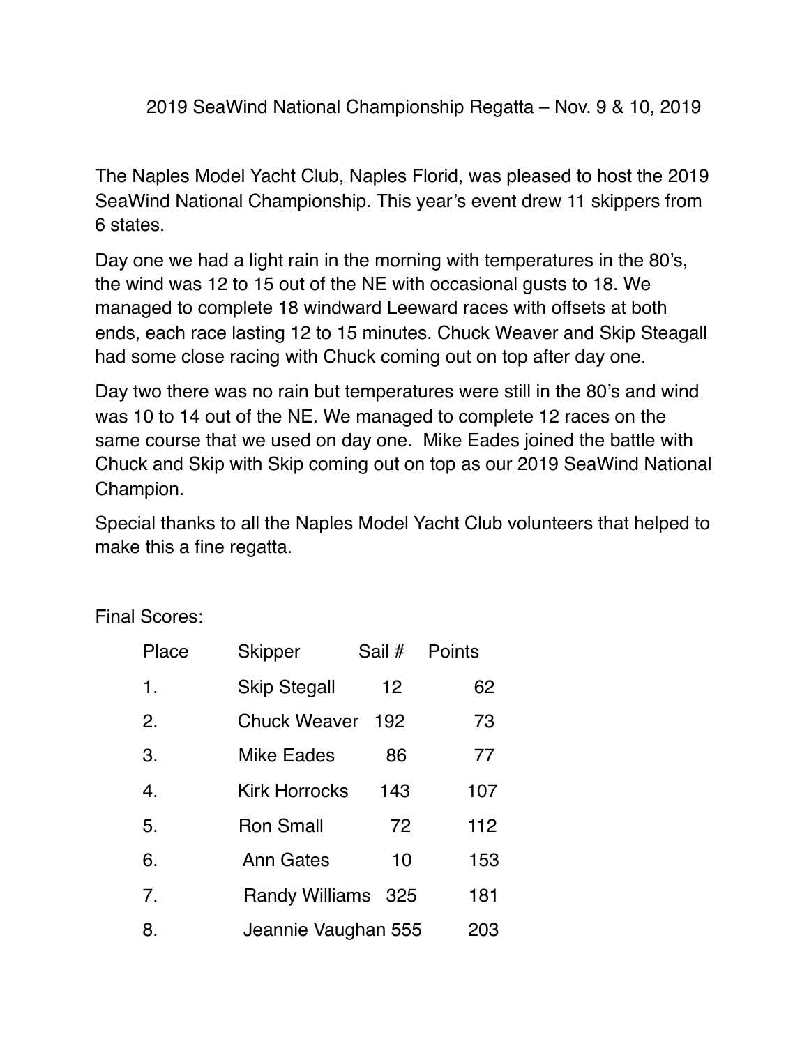2019 SeaWind National Championship Regatta – Nov. 9 & 10, 2019

The Naples Model Yacht Club, Naples Florid, was pleased to host the 2019 SeaWind National Championship. This year's event drew 11 skippers from 6 states.

Day one we had a light rain in the morning with temperatures in the 80's, the wind was 12 to 15 out of the NE with occasional gusts to 18. We managed to complete 18 windward Leeward races with offsets at both ends, each race lasting 12 to 15 minutes. Chuck Weaver and Skip Steagall had some close racing with Chuck coming out on top after day one.

Day two there was no rain but temperatures were still in the 80's and wind was 10 to 14 out of the NE. We managed to complete 12 races on the same course that we used on day one. Mike Eades joined the battle with Chuck and Skip with Skip coming out on top as our 2019 SeaWind National Champion.

Special thanks to all the Naples Model Yacht Club volunteers that helped to make this a fine regatta.

Final Scores:

| Place | Skipper | Sail # | Points |
|---|---|---|---|
| 1. | Skip Stegall | 12 | 62 |
| 2. | Chuck Weaver | 192 | 73 |
| 3. | Mike Eades | 86 | 77 |
| 4. | Kirk Horrocks | 143 | 107 |
| 5. | Ron Small | 72 | 112 |
| 6. | Ann Gates | 10 | 153 |
| 7. | Randy Williams | 325 | 181 |
| 8. | Jeannie Vaughan | 555 | 203 |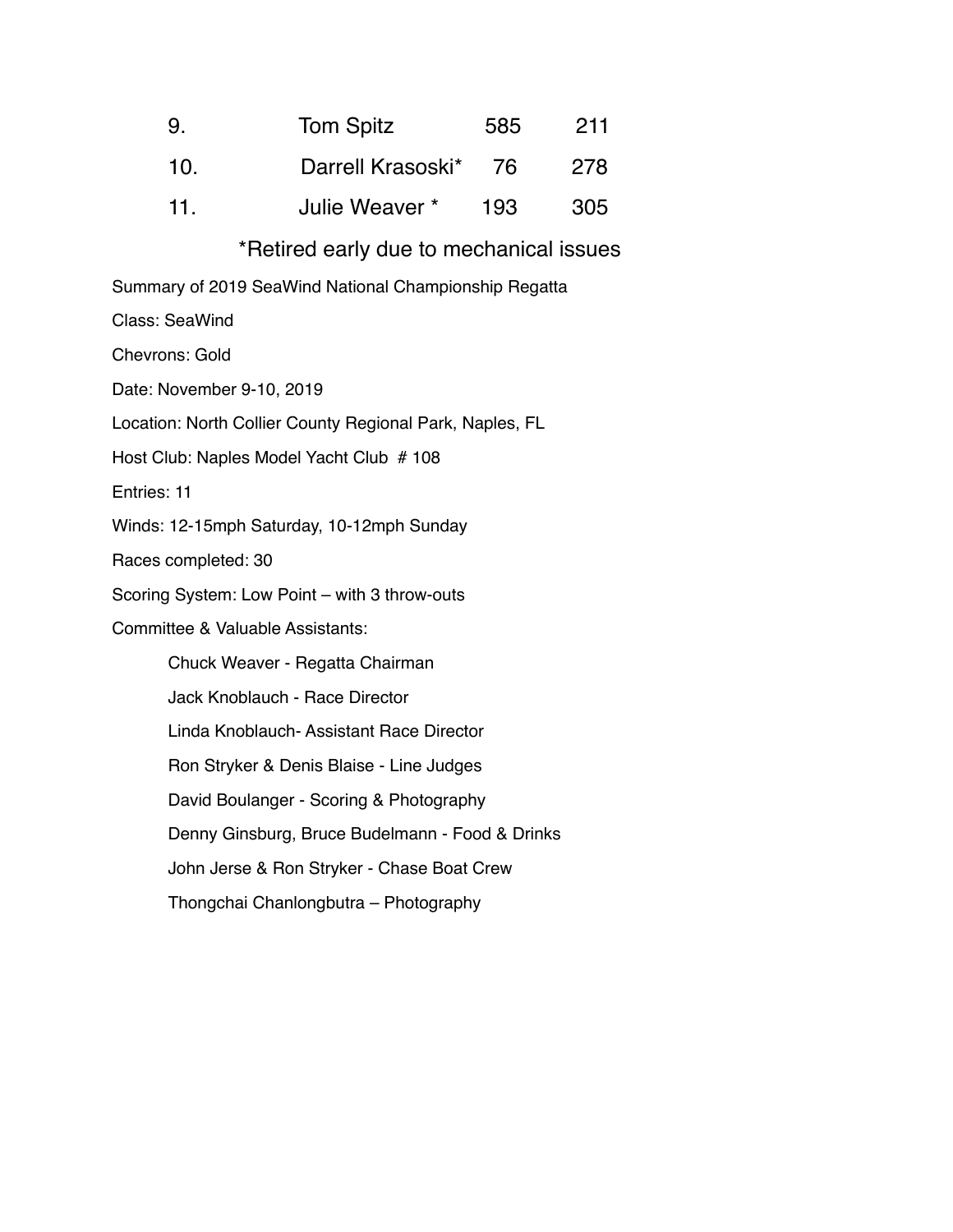| | | | |
|---|---|---|---|
| 9. | Tom Spitz | 585 | 211 |
| 10. | Darrell Krasoski* | 76 | 278 |
| 11. | Julie Weaver * | 193 | 305 |

*Retired early due to mechanical issues

Summary of 2019 SeaWind National Championship Regatta

Class: SeaWind

Chevrons: Gold

Date: November 9-10, 2019

Location: North Collier County Regional Park, Naples, FL

Host Club: Naples Model Yacht Club # 108

Entries: 11

Winds: 12-15mph Saturday, 10-12mph Sunday

Races completed: 30

Scoring System: Low Point – with 3 throw-outs

Committee & Valuable Assistants:

- Chuck Weaver - Regatta Chairman
- Jack Knoblauch - Race Director
- Linda Knoblauch- Assistant Race Director
- Ron Stryker & Denis Blaise - Line Judges
- David Boulanger - Scoring & Photography
- Denny Ginsburg, Bruce Budelmann - Food & Drinks
- John Jerse & Ron Stryker - Chase Boat Crew
- Thongchai Chanlongbutra – Photography